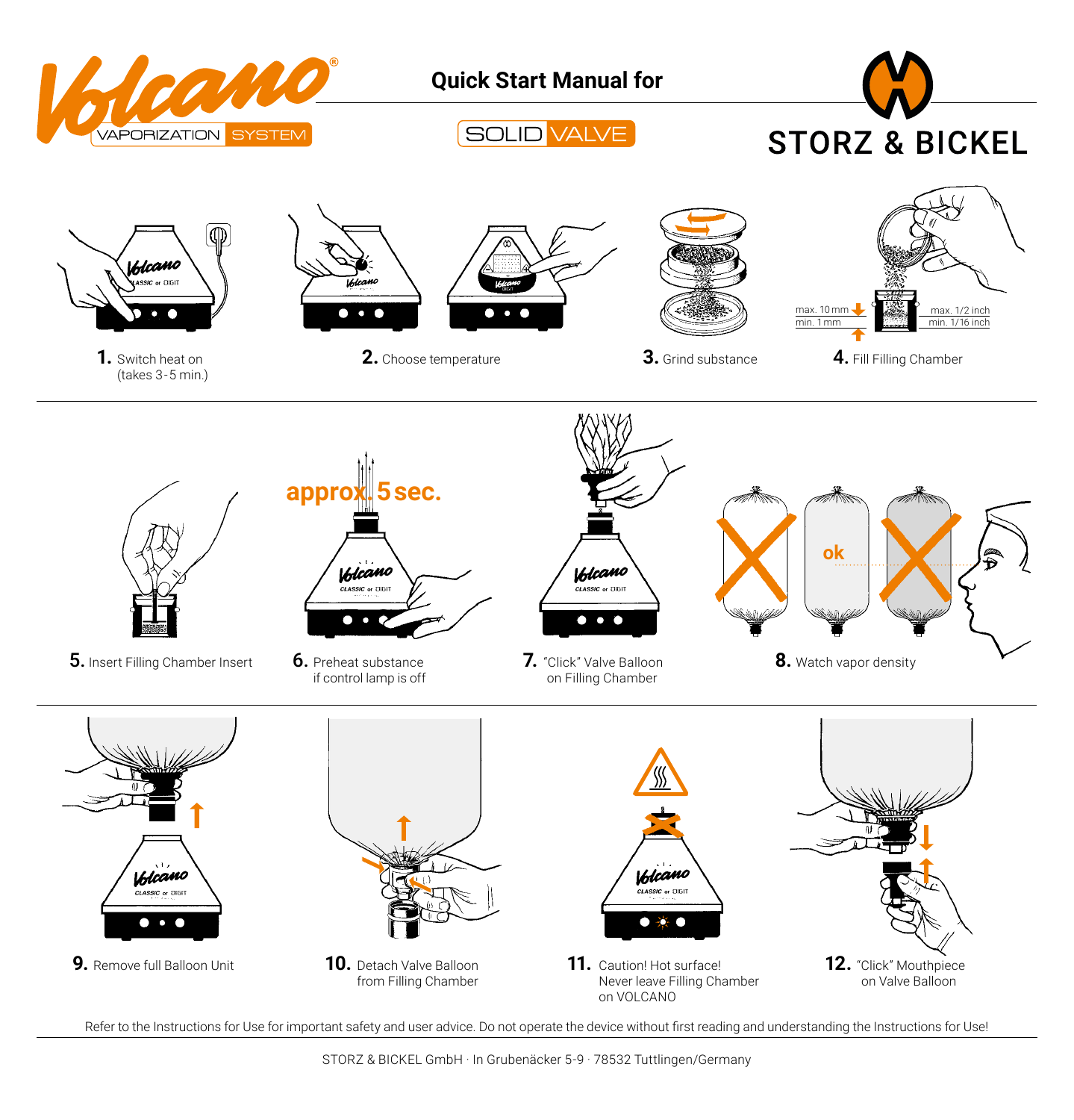# Quick Start Manual for

SOLID VALVE

Volcano® VAPORIZATION SYSTEM

STORZ & BICKEL

**1.** Switch heat on (takes 3-5 min.)

**2.** Choose temperature

**3.** Grind substance

max. 10 mm / min. 1 mm

max. 1/2 inch / min. 1/16 inch

**4.** Fill Filling Chamber

**5.** Insert Filling Chamber Insert

approx. 5 sec.

**6.** Preheat substance if control lamp is off

**7.** "Click" Valve Balloon on Filling Chamber

ok

**8.** Watch vapor density

**9.** Remove full Balloon Unit

**10.** Detach Valve Balloon from Filling Chamber

**11.** Caution! Hot surface! Never leave Filling Chamber on VOLCANO

**12.** "Click" Mouthpiece on Valve Balloon

Refer to the Instructions for Use for important safety and user advice. Do not operate the device without first reading and understanding the Instructions for Use!

STORZ & BICKEL GmbH · In Grubenäcker 5-9 · 78532 Tuttlingen/Germany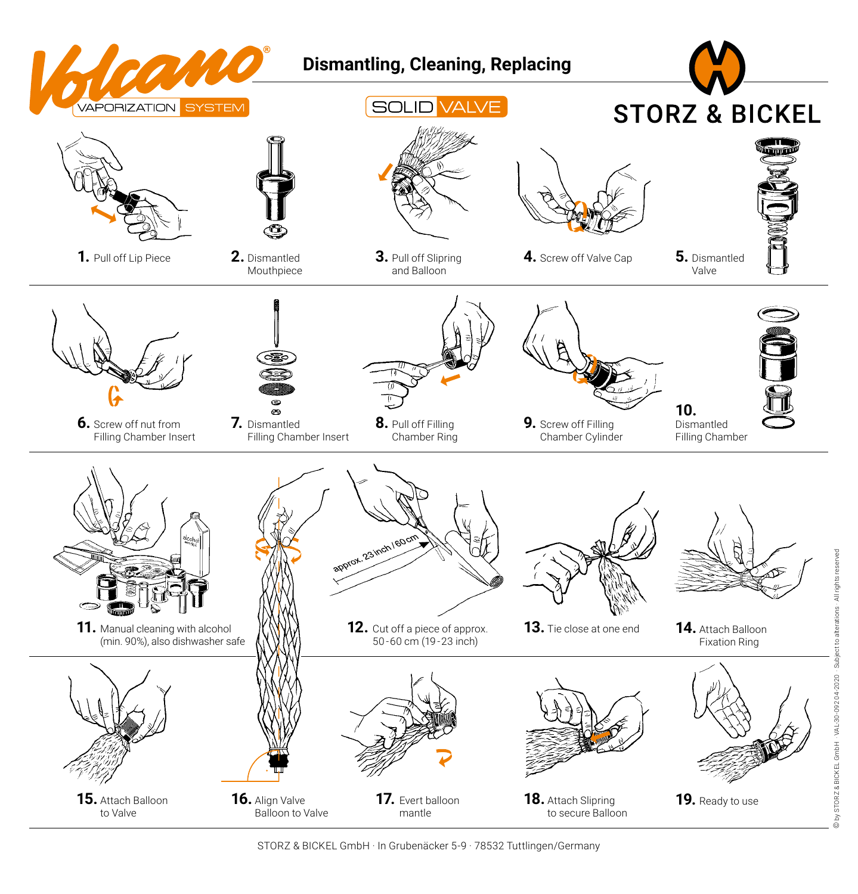# Volcano® VAPORIZATION SYSTEM

## Dismantling, Cleaning, Replacing

SOLID VALVE

STORZ & BICKEL

1. Pull off Lip Piece
2. Dismantled Mouthpiece
3. Pull off Slipring and Balloon
4. Screw off Valve Cap
5. Dismantled Valve
6. Screw off nut from Filling Chamber Insert
7. Dismantled Filling Chamber Insert
8. Pull off Filling Chamber Ring
9. Screw off Filling Chamber Cylinder
10. Dismantled Filling Chamber
11. Manual cleaning with alcohol (min. 90%), also dishwasher safe
12. Cut off a piece of approx. 50-60 cm (19-23 inch)
13. Tie close at one end
14. Attach Balloon Fixation Ring
15. Attach Balloon to Valve
16. Align Valve Balloon to Valve
17. Evert balloon mantle
18. Attach Slipring to secure Balloon
19. Ready to use

approx. 23 inch / 60 cm

alcohol

© by STORZ & BICKEL GmbH · VAL-30-092 04-2020 · Subject to alterations · All rights reserved

STORZ & BICKEL GmbH · In Grubenäcker 5-9 · 78532 Tuttlingen/Germany